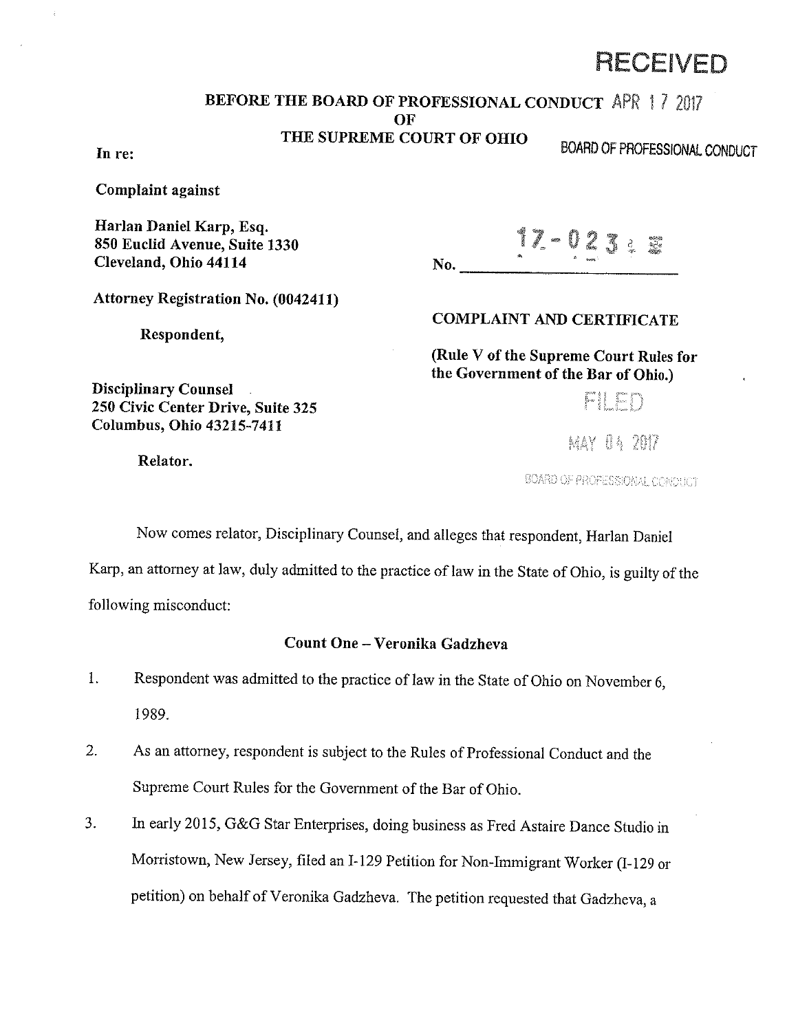**RECEIVED**

**BEFORE THE BOARD OF PROFESSIONAL CONDUCT** APR 17 2017
**OF**
**THE SUPREME COURT OF OHIO**

BOARD OF PROFESSIONAL CONDUCT

**In re:**

**Complaint against**

**Harlan Daniel Karp, Esq.**
**850 Euclid Avenue, Suite 1330**
**Cleveland, Ohio 44114**

No. 17-023

**Attorney Registration No. (0042411)**

**Respondent,**

**COMPLAINT AND CERTIFICATE**

**(Rule V of the Supreme Court Rules for the Government of the Bar of Ohio.)**

**Disciplinary Counsel**
**250 Civic Center Drive, Suite 325**
**Columbus, Ohio 43215-7411**

FILED
MAY 04 2017
BOARD OF PROFESSIONAL CONDUCT

**Relator.**

Now comes relator, Disciplinary Counsel, and alleges that respondent, Harlan Daniel Karp, an attorney at law, duly admitted to the practice of law in the State of Ohio, is guilty of the following misconduct:

## Count One – Veronika Gadzheva

1. Respondent was admitted to the practice of law in the State of Ohio on November 6, 1989.

2. As an attorney, respondent is subject to the Rules of Professional Conduct and the Supreme Court Rules for the Government of the Bar of Ohio.

3. In early 2015, G&G Star Enterprises, doing business as Fred Astaire Dance Studio in Morristown, New Jersey, filed an I-129 Petition for Non-Immigrant Worker (I-129 or petition) on behalf of Veronika Gadzheva. The petition requested that Gadzheva, a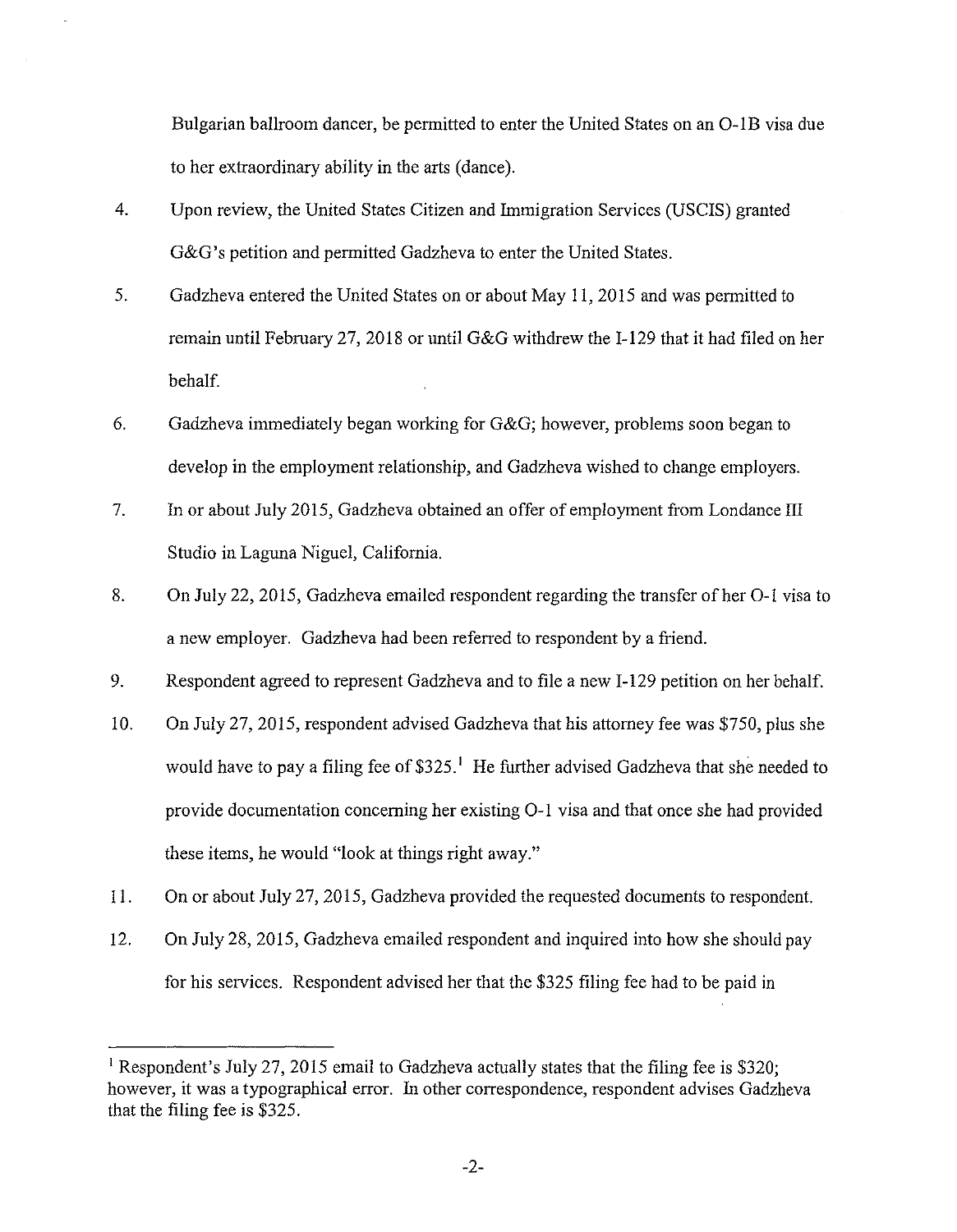Bulgarian ballroom dancer, be permitted to enter the United States on an O-1B visa due to her extraordinary ability in the arts (dance).

4. Upon review, the United States Citizen and Immigration Services (USCIS) granted G&G's petition and permitted Gadzheva to enter the United States.

5. Gadzheva entered the United States on or about May 11, 2015 and was permitted to remain until February 27, 2018 or until G&G withdrew the I-129 that it had filed on her behalf.

6. Gadzheva immediately began working for G&G; however, problems soon began to develop in the employment relationship, and Gadzheva wished to change employers.

7. In or about July 2015, Gadzheva obtained an offer of employment from Londance III Studio in Laguna Niguel, California.

8. On July 22, 2015, Gadzheva emailed respondent regarding the transfer of her O-1 visa to a new employer. Gadzheva had been referred to respondent by a friend.

9. Respondent agreed to represent Gadzheva and to file a new I-129 petition on her behalf.

10. On July 27, 2015, respondent advised Gadzheva that his attorney fee was $750, plus she would have to pay a filing fee of $325.[1] He further advised Gadzheva that she needed to provide documentation concerning her existing O-1 visa and that once she had provided these items, he would "look at things right away."

11. On or about July 27, 2015, Gadzheva provided the requested documents to respondent.

12. On July 28, 2015, Gadzheva emailed respondent and inquired into how she should pay for his services. Respondent advised her that the $325 filing fee had to be paid in

---

[1] Respondent's July 27, 2015 email to Gadzheva actually states that the filing fee is $320; however, it was a typographical error. In other correspondence, respondent advises Gadzheva that the filing fee is $325.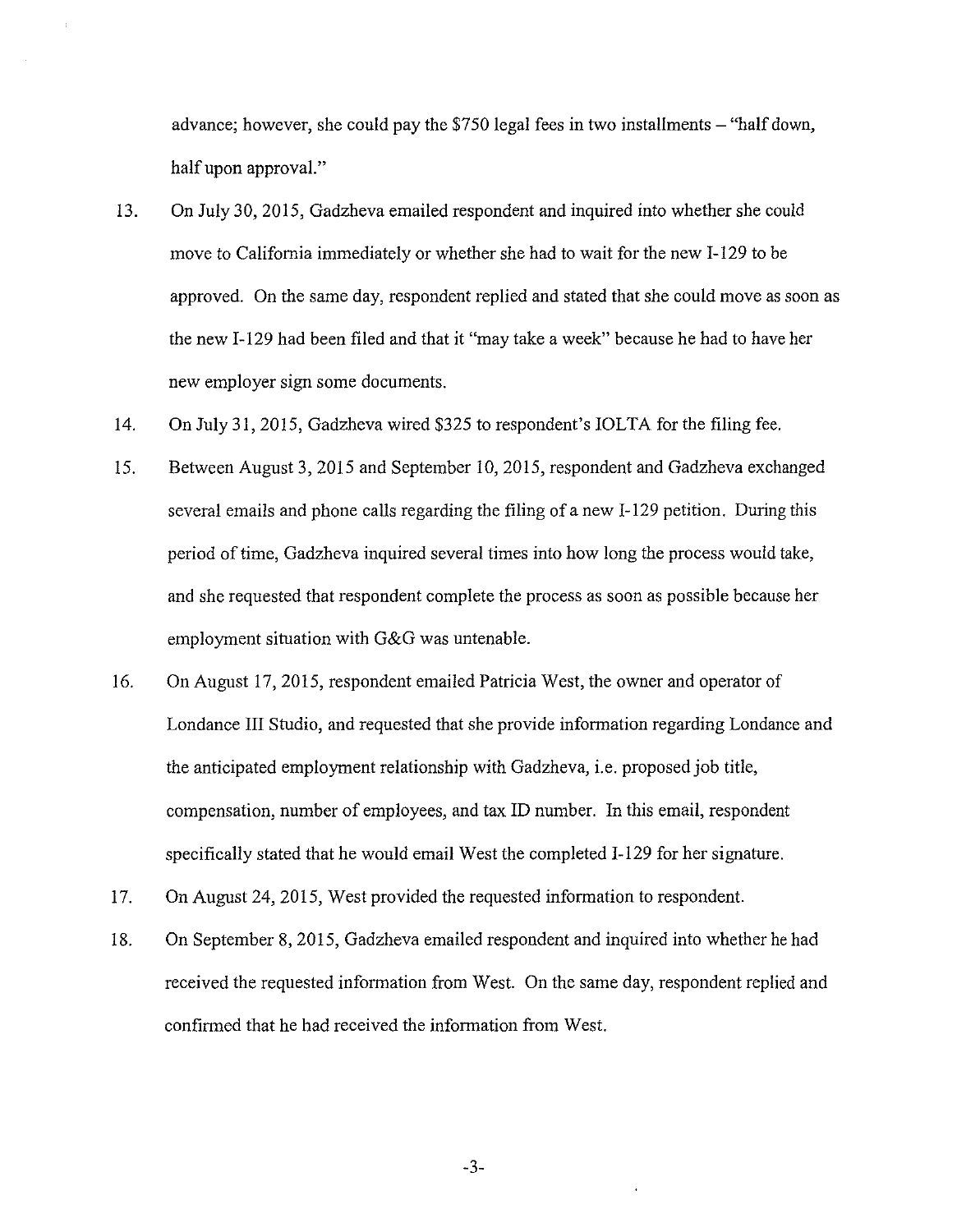advance; however, she could pay the $750 legal fees in two installments – "half down, half upon approval."

13. On July 30, 2015, Gadzheva emailed respondent and inquired into whether she could move to California immediately or whether she had to wait for the new I-129 to be approved. On the same day, respondent replied and stated that she could move as soon as the new I-129 had been filed and that it "may take a week" because he had to have her new employer sign some documents.

14. On July 31, 2015, Gadzheva wired $325 to respondent's IOLTA for the filing fee.

15. Between August 3, 2015 and September 10, 2015, respondent and Gadzheva exchanged several emails and phone calls regarding the filing of a new I-129 petition. During this period of time, Gadzheva inquired several times into how long the process would take, and she requested that respondent complete the process as soon as possible because her employment situation with G&G was untenable.

16. On August 17, 2015, respondent emailed Patricia West, the owner and operator of Londance III Studio, and requested that she provide information regarding Londance and the anticipated employment relationship with Gadzheva, i.e. proposed job title, compensation, number of employees, and tax ID number. In this email, respondent specifically stated that he would email West the completed I-129 for her signature.

17. On August 24, 2015, West provided the requested information to respondent.

18. On September 8, 2015, Gadzheva emailed respondent and inquired into whether he had received the requested information from West. On the same day, respondent replied and confirmed that he had received the information from West.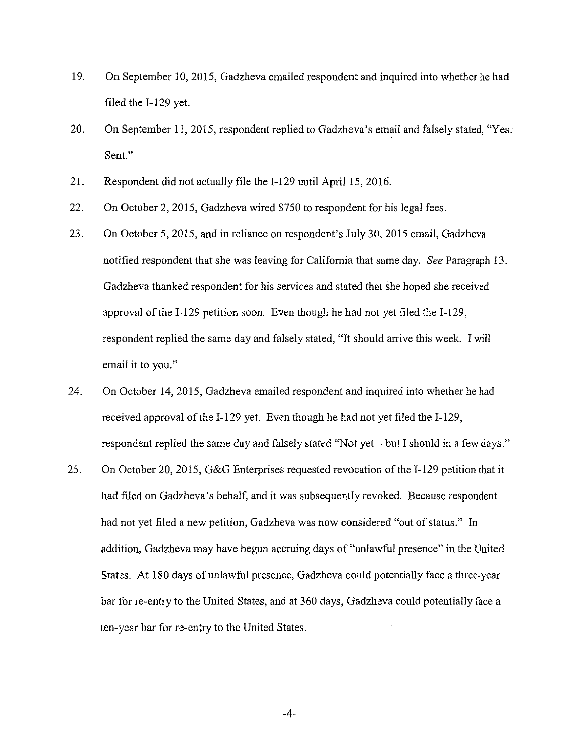19. On September 10, 2015, Gadzheva emailed respondent and inquired into whether he had filed the I-129 yet.

20. On September 11, 2015, respondent replied to Gadzheva's email and falsely stated, "Yes. Sent."

21. Respondent did not actually file the I-129 until April 15, 2016.

22. On October 2, 2015, Gadzheva wired $750 to respondent for his legal fees.

23. On October 5, 2015, and in reliance on respondent's July 30, 2015 email, Gadzheva notified respondent that she was leaving for California that same day. *See* Paragraph 13. Gadzheva thanked respondent for his services and stated that she hoped she received approval of the I-129 petition soon. Even though he had not yet filed the I-129, respondent replied the same day and falsely stated, "It should arrive this week. I will email it to you."

24. On October 14, 2015, Gadzheva emailed respondent and inquired into whether he had received approval of the I-129 yet. Even though he had not yet filed the I-129, respondent replied the same day and falsely stated "Not yet – but I should in a few days."

25. On October 20, 2015, G&G Enterprises requested revocation of the I-129 petition that it had filed on Gadzheva's behalf, and it was subsequently revoked. Because respondent had not yet filed a new petition, Gadzheva was now considered "out of status." In addition, Gadzheva may have begun accruing days of "unlawful presence" in the United States. At 180 days of unlawful presence, Gadzheva could potentially face a three-year bar for re-entry to the United States, and at 360 days, Gadzheva could potentially face a ten-year bar for re-entry to the United States.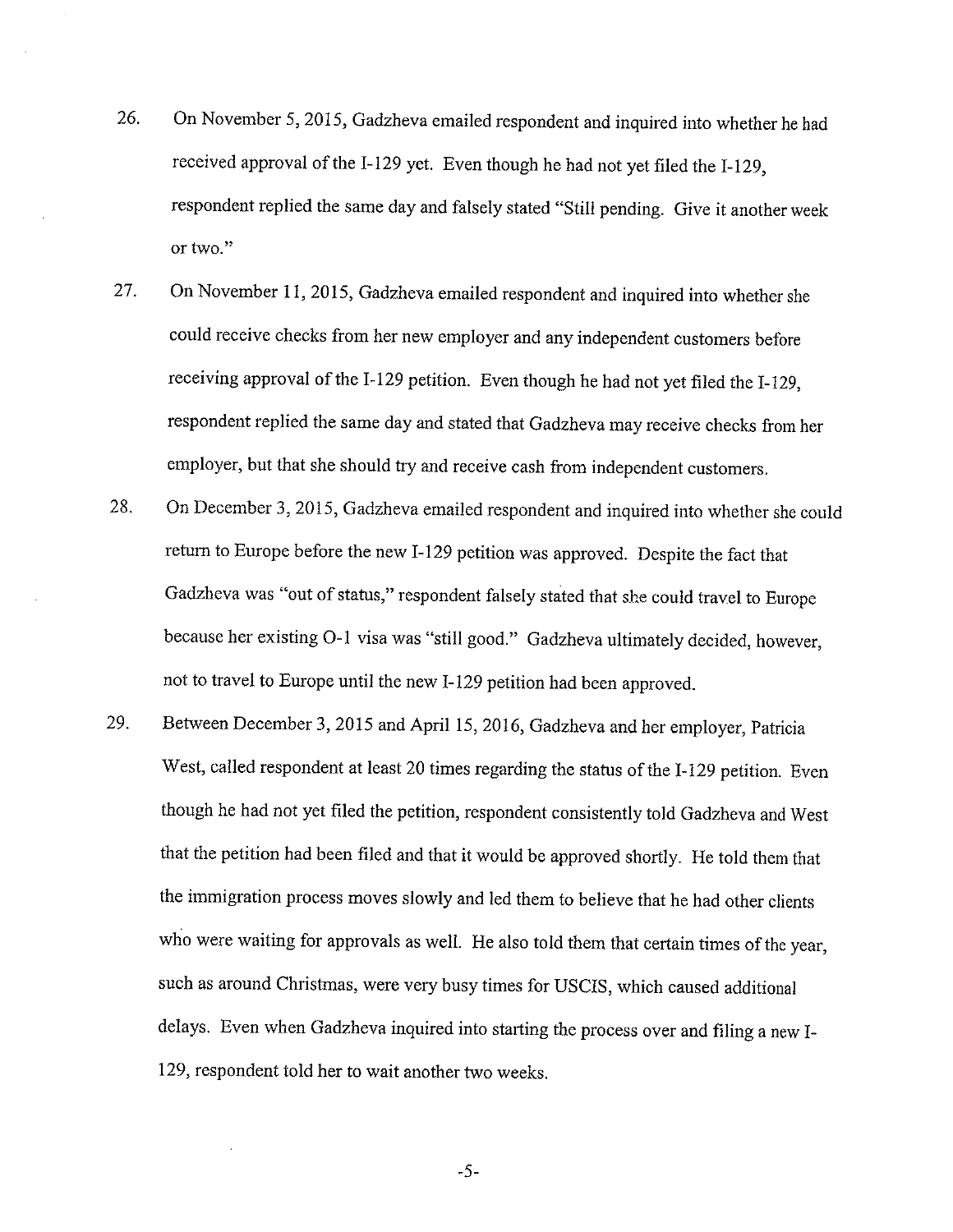26. On November 5, 2015, Gadzheva emailed respondent and inquired into whether he had received approval of the I-129 yet. Even though he had not yet filed the I-129, respondent replied the same day and falsely stated "Still pending. Give it another week or two."

27. On November 11, 2015, Gadzheva emailed respondent and inquired into whether she could receive checks from her new employer and any independent customers before receiving approval of the I-129 petition. Even though he had not yet filed the I-129, respondent replied the same day and stated that Gadzheva may receive checks from her employer, but that she should try and receive cash from independent customers.

28. On December 3, 2015, Gadzheva emailed respondent and inquired into whether she could return to Europe before the new I-129 petition was approved. Despite the fact that Gadzheva was "out of status," respondent falsely stated that she could travel to Europe because her existing O-1 visa was "still good." Gadzheva ultimately decided, however, not to travel to Europe until the new I-129 petition had been approved.

29. Between December 3, 2015 and April 15, 2016, Gadzheva and her employer, Patricia West, called respondent at least 20 times regarding the status of the I-129 petition. Even though he had not yet filed the petition, respondent consistently told Gadzheva and West that the petition had been filed and that it would be approved shortly. He told them that the immigration process moves slowly and led them to believe that he had other clients who were waiting for approvals as well. He also told them that certain times of the year, such as around Christmas, were very busy times for USCIS, which caused additional delays. Even when Gadzheva inquired into starting the process over and filing a new I-129, respondent told her to wait another two weeks.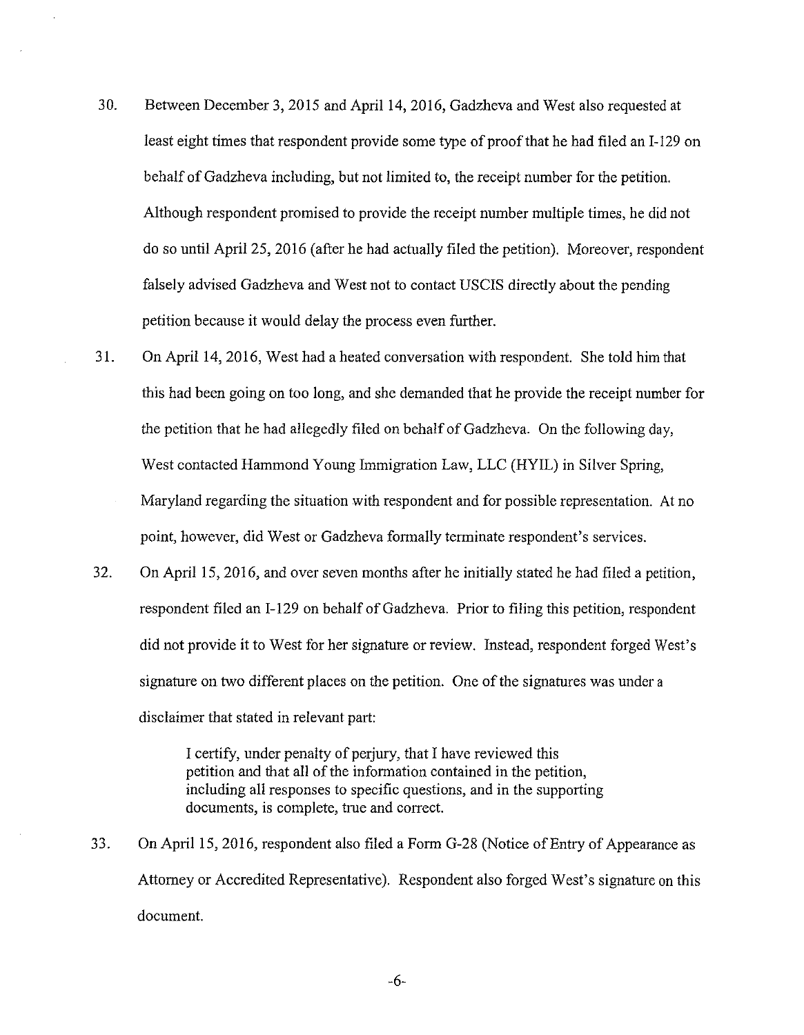30. Between December 3, 2015 and April 14, 2016, Gadzheva and West also requested at least eight times that respondent provide some type of proof that he had filed an I-129 on behalf of Gadzheva including, but not limited to, the receipt number for the petition. Although respondent promised to provide the receipt number multiple times, he did not do so until April 25, 2016 (after he had actually filed the petition). Moreover, respondent falsely advised Gadzheva and West not to contact USCIS directly about the pending petition because it would delay the process even further.

31. On April 14, 2016, West had a heated conversation with respondent. She told him that this had been going on too long, and she demanded that he provide the receipt number for the petition that he had allegedly filed on behalf of Gadzheva. On the following day, West contacted Hammond Young Immigration Law, LLC (HYIL) in Silver Spring, Maryland regarding the situation with respondent and for possible representation. At no point, however, did West or Gadzheva formally terminate respondent's services.

32. On April 15, 2016, and over seven months after he initially stated he had filed a petition, respondent filed an I-129 on behalf of Gadzheva. Prior to filing this petition, respondent did not provide it to West for her signature or review. Instead, respondent forged West's signature on two different places on the petition. One of the signatures was under a disclaimer that stated in relevant part:

> I certify, under penalty of perjury, that I have reviewed this petition and that all of the information contained in the petition, including all responses to specific questions, and in the supporting documents, is complete, true and correct.

33. On April 15, 2016, respondent also filed a Form G-28 (Notice of Entry of Appearance as Attorney or Accredited Representative). Respondent also forged West's signature on this document.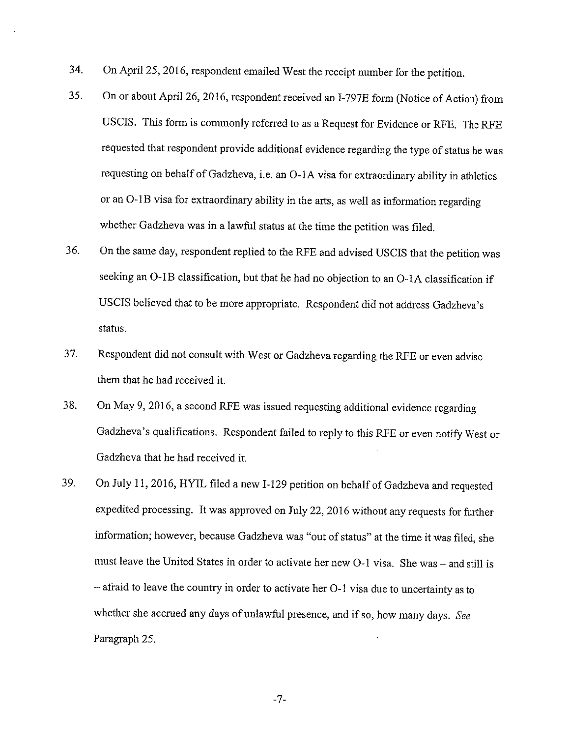34. On April 25, 2016, respondent emailed West the receipt number for the petition.

35. On or about April 26, 2016, respondent received an I-797E form (Notice of Action) from USCIS. This form is commonly referred to as a Request for Evidence or RFE. The RFE requested that respondent provide additional evidence regarding the type of status he was requesting on behalf of Gadzheva, i.e. an O-1A visa for extraordinary ability in athletics or an O-1B visa for extraordinary ability in the arts, as well as information regarding whether Gadzheva was in a lawful status at the time the petition was filed.

36. On the same day, respondent replied to the RFE and advised USCIS that the petition was seeking an O-1B classification, but that he had no objection to an O-1A classification if USCIS believed that to be more appropriate. Respondent did not address Gadzheva's status.

37. Respondent did not consult with West or Gadzheva regarding the RFE or even advise them that he had received it.

38. On May 9, 2016, a second RFE was issued requesting additional evidence regarding Gadzheva's qualifications. Respondent failed to reply to this RFE or even notify West or Gadzheva that he had received it.

39. On July 11, 2016, HYIL filed a new I-129 petition on behalf of Gadzheva and requested expedited processing. It was approved on July 22, 2016 without any requests for further information; however, because Gadzheva was "out of status" at the time it was filed, she must leave the United States in order to activate her new O-1 visa. She was – and still is – afraid to leave the country in order to activate her O-1 visa due to uncertainty as to whether she accrued any days of unlawful presence, and if so, how many days. *See* Paragraph 25.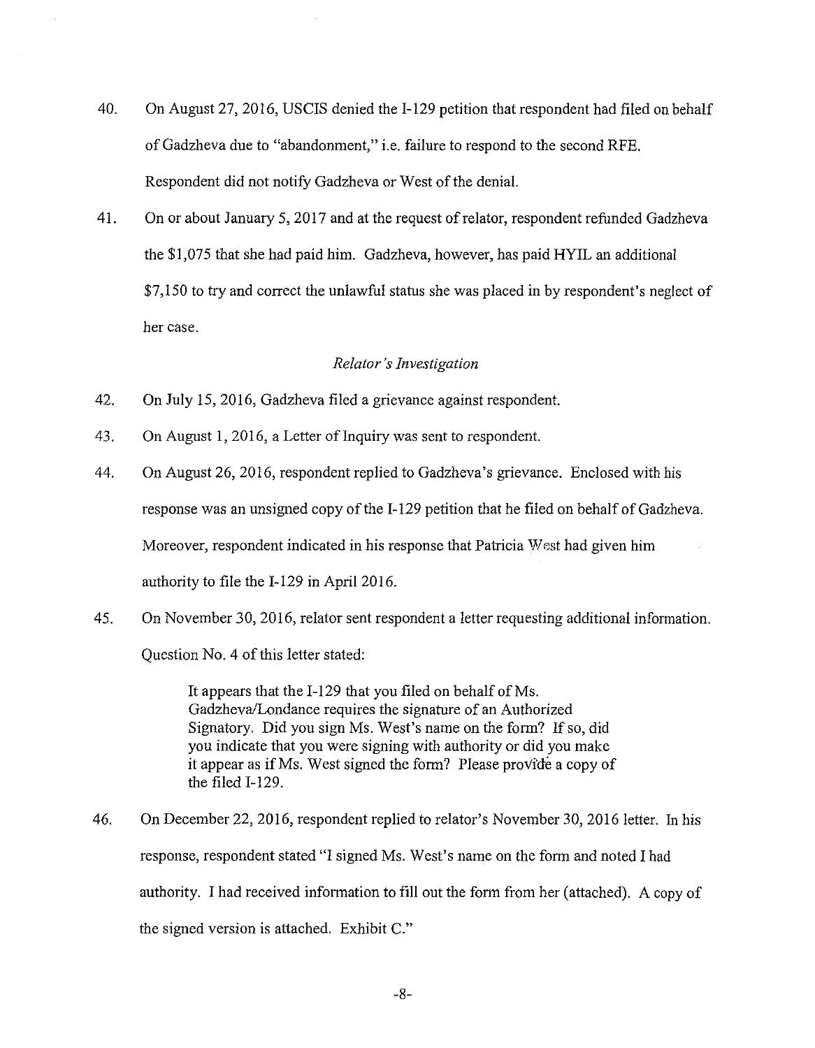40. On August 27, 2016, USCIS denied the I-129 petition that respondent had filed on behalf of Gadzheva due to "abandonment," i.e. failure to respond to the second RFE. Respondent did not notify Gadzheva or West of the denial.

41. On or about January 5, 2017 and at the request of relator, respondent refunded Gadzheva the $1,075 that she had paid him. Gadzheva, however, has paid HYIL an additional $7,150 to try and correct the unlawful status she was placed in by respondent's neglect of her case.

*Relator's Investigation*

42. On July 15, 2016, Gadzheva filed a grievance against respondent.

43. On August 1, 2016, a Letter of Inquiry was sent to respondent.

44. On August 26, 2016, respondent replied to Gadzheva's grievance. Enclosed with his response was an unsigned copy of the I-129 petition that he filed on behalf of Gadzheva. Moreover, respondent indicated in his response that Patricia West had given him authority to file the I-129 in April 2016.

45. On November 30, 2016, relator sent respondent a letter requesting additional information. Question No. 4 of this letter stated:

> It appears that the I-129 that you filed on behalf of Ms. Gadzheva/Londance requires the signature of an Authorized Signatory. Did you sign Ms. West's name on the form? If so, did you indicate that you were signing with authority or did you make it appear as if Ms. West signed the form? Please provide a copy of the filed I-129.

46. On December 22, 2016, respondent replied to relator's November 30, 2016 letter. In his response, respondent stated "I signed Ms. West's name on the form and noted I had authority. I had received information to fill out the form from her (attached). A copy of the signed version is attached. Exhibit C."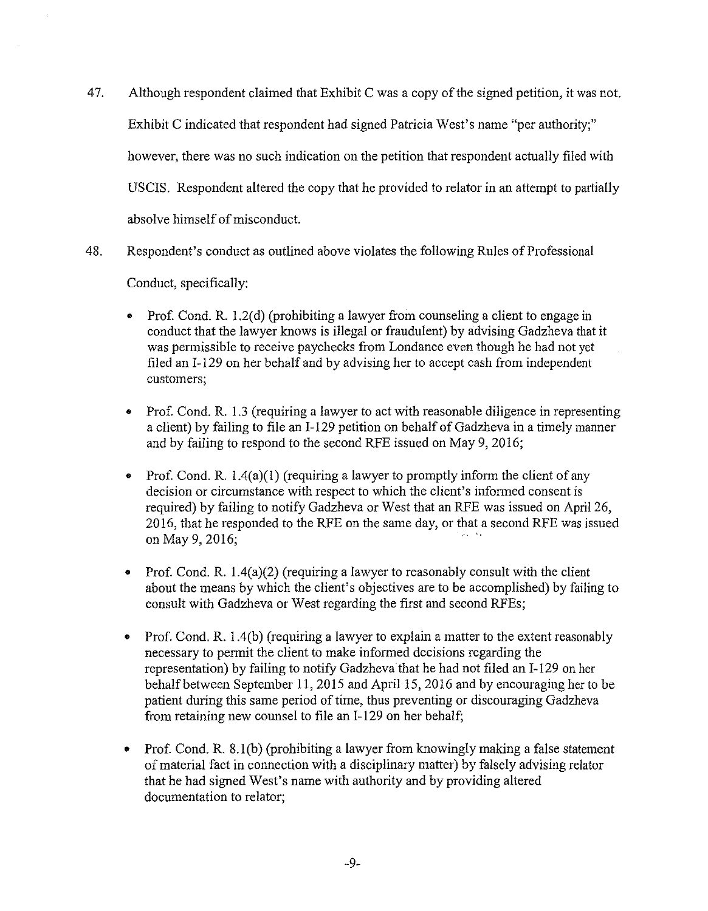47. Although respondent claimed that Exhibit C was a copy of the signed petition, it was not. Exhibit C indicated that respondent had signed Patricia West's name "per authority;" however, there was no such indication on the petition that respondent actually filed with USCIS. Respondent altered the copy that he provided to relator in an attempt to partially absolve himself of misconduct.

48. Respondent's conduct as outlined above violates the following Rules of Professional Conduct, specifically:

    - Prof. Cond. R. 1.2(d) (prohibiting a lawyer from counseling a client to engage in conduct that the lawyer knows is illegal or fraudulent) by advising Gadzheva that it was permissible to receive paychecks from Londance even though he had not yet filed an I-129 on her behalf and by advising her to accept cash from independent customers;

    - Prof. Cond. R. 1.3 (requiring a lawyer to act with reasonable diligence in representing a client) by failing to file an I-129 petition on behalf of Gadzheva in a timely manner and by failing to respond to the second RFE issued on May 9, 2016;

    - Prof. Cond. R. 1.4(a)(1) (requiring a lawyer to promptly inform the client of any decision or circumstance with respect to which the client's informed consent is required) by failing to notify Gadzheva or West that an RFE was issued on April 26, 2016, that he responded to the RFE on the same day, or that a second RFE was issued on May 9, 2016;

    - Prof. Cond. R. 1.4(a)(2) (requiring a lawyer to reasonably consult with the client about the means by which the client's objectives are to be accomplished) by failing to consult with Gadzheva or West regarding the first and second RFEs;

    - Prof. Cond. R. 1.4(b) (requiring a lawyer to explain a matter to the extent reasonably necessary to permit the client to make informed decisions regarding the representation) by failing to notify Gadzheva that he had not filed an I-129 on her behalf between September 11, 2015 and April 15, 2016 and by encouraging her to be patient during this same period of time, thus preventing or discouraging Gadzheva from retaining new counsel to file an I-129 on her behalf;

    - Prof. Cond. R. 8.1(b) (prohibiting a lawyer from knowingly making a false statement of material fact in connection with a disciplinary matter) by falsely advising relator that he had signed West's name with authority and by providing altered documentation to relator;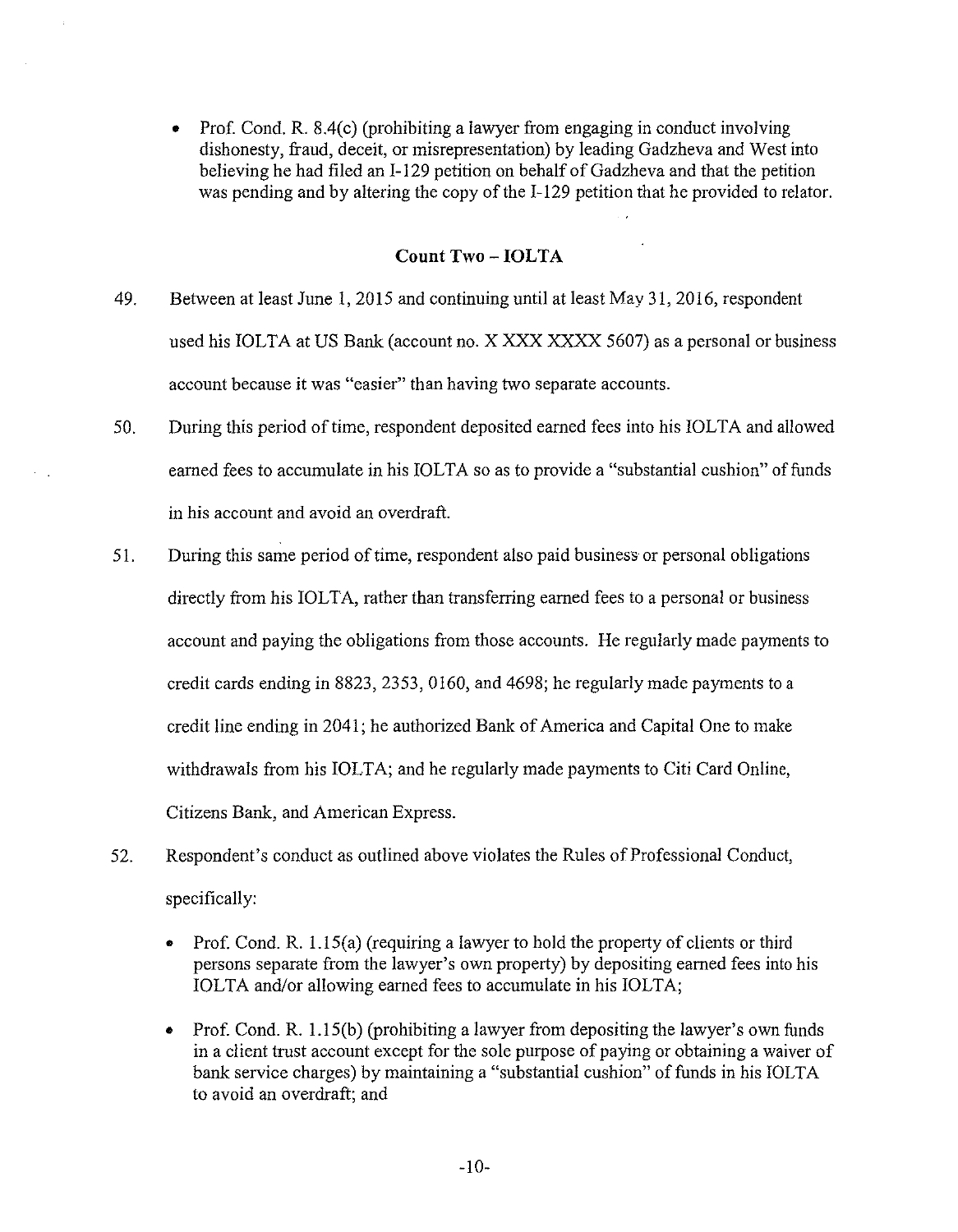- Prof. Cond. R. 8.4(c) (prohibiting a lawyer from engaging in conduct involving dishonesty, fraud, deceit, or misrepresentation) by leading Gadzheva and West into believing he had filed an I-129 petition on behalf of Gadzheva and that the petition was pending and by altering the copy of the I-129 petition that he provided to relator.

## Count Two – IOLTA

49. Between at least June 1, 2015 and continuing until at least May 31, 2016, respondent used his IOLTA at US Bank (account no. X XXX XXXX 5607) as a personal or business account because it was "easier" than having two separate accounts.

50. During this period of time, respondent deposited earned fees into his IOLTA and allowed earned fees to accumulate in his IOLTA so as to provide a "substantial cushion" of funds in his account and avoid an overdraft.

51. During this same period of time, respondent also paid business or personal obligations directly from his IOLTA, rather than transferring earned fees to a personal or business account and paying the obligations from those accounts. He regularly made payments to credit cards ending in 8823, 2353, 0160, and 4698; he regularly made payments to a credit line ending in 2041; he authorized Bank of America and Capital One to make withdrawals from his IOLTA; and he regularly made payments to Citi Card Online, Citizens Bank, and American Express.

52. Respondent's conduct as outlined above violates the Rules of Professional Conduct, specifically:

    - Prof. Cond. R. 1.15(a) (requiring a lawyer to hold the property of clients or third persons separate from the lawyer's own property) by depositing earned fees into his IOLTA and/or allowing earned fees to accumulate in his IOLTA;

    - Prof. Cond. R. 1.15(b) (prohibiting a lawyer from depositing the lawyer's own funds in a client trust account except for the sole purpose of paying or obtaining a waiver of bank service charges) by maintaining a "substantial cushion" of funds in his IOLTA to avoid an overdraft; and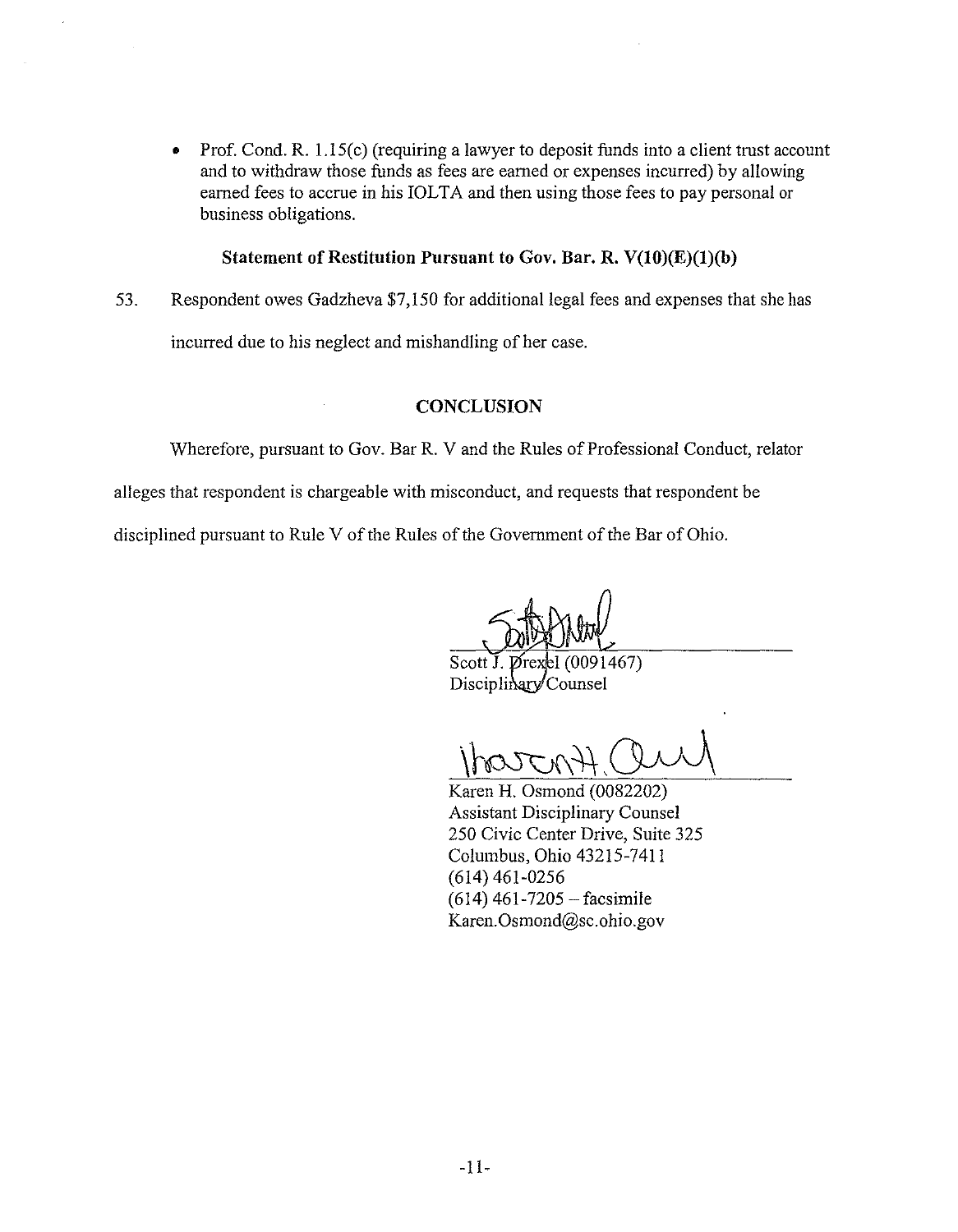- Prof. Cond. R. 1.15(c) (requiring a lawyer to deposit funds into a client trust account and to withdraw those funds as fees are earned or expenses incurred) by allowing earned fees to accrue in his IOLTA and then using those fees to pay personal or business obligations.

**Statement of Restitution Pursuant to Gov. Bar. R. V(10)(E)(1)(b)**

53. Respondent owes Gadzheva $7,150 for additional legal fees and expenses that she has incurred due to his neglect and mishandling of her case.

**CONCLUSION**

Wherefore, pursuant to Gov. Bar R. V and the Rules of Professional Conduct, relator alleges that respondent is chargeable with misconduct, and requests that respondent be disciplined pursuant to Rule V of the Rules of the Government of the Bar of Ohio.

Scott J. Drexel (0091467)
Disciplinary Counsel

Karen H. Osmond (0082202)
Assistant Disciplinary Counsel
250 Civic Center Drive, Suite 325
Columbus, Ohio 43215-7411
(614) 461-0256
(614) 461-7205 – facsimile
Karen.Osmond@sc.ohio.gov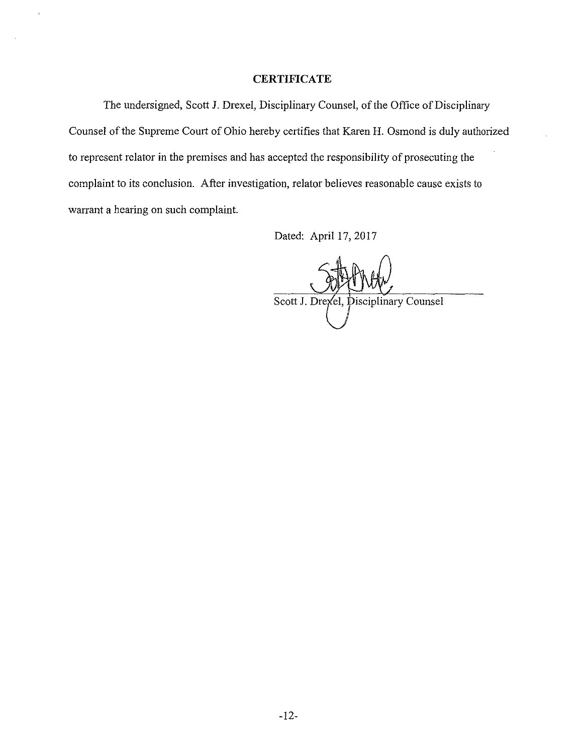## CERTIFICATE

The undersigned, Scott J. Drexel, Disciplinary Counsel, of the Office of Disciplinary Counsel of the Supreme Court of Ohio hereby certifies that Karen H. Osmond is duly authorized to represent relator in the premises and has accepted the responsibility of prosecuting the complaint to its conclusion. After investigation, relator believes reasonable cause exists to warrant a hearing on such complaint.

Dated: April 17, 2017

Scott J. Drexel, Disciplinary Counsel